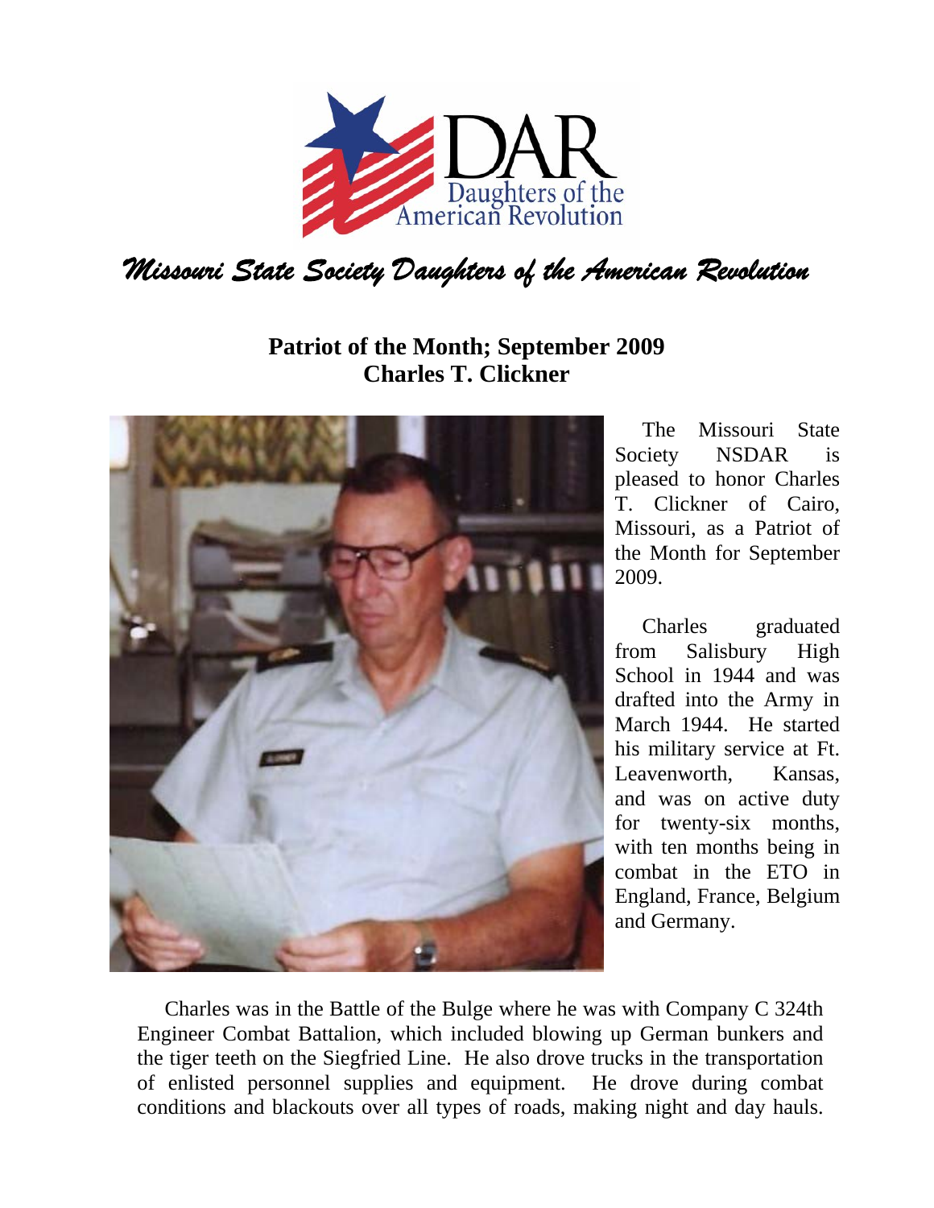*Missouri State Society Daughters of the American Revolution*

**Patriot of the Month; September 2009**
**Charles T. Clickner**

The Missouri State Society NSDAR is pleased to honor Charles T. Clickner of Cairo, Missouri, as a Patriot of the Month for September 2009.

Charles graduated from Salisbury High School in 1944 and was drafted into the Army in March 1944. He started his military service at Ft. Leavenworth, Kansas, and was on active duty for twenty-six months, with ten months being in combat in the ETO in England, France, Belgium and Germany.

Charles was in the Battle of the Bulge where he was with Company C 324th Engineer Combat Battalion, which included blowing up German bunkers and the tiger teeth on the Siegfried Line. He also drove trucks in the transportation of enlisted personnel supplies and equipment. He drove during combat conditions and blackouts over all types of roads, making night and day hauls.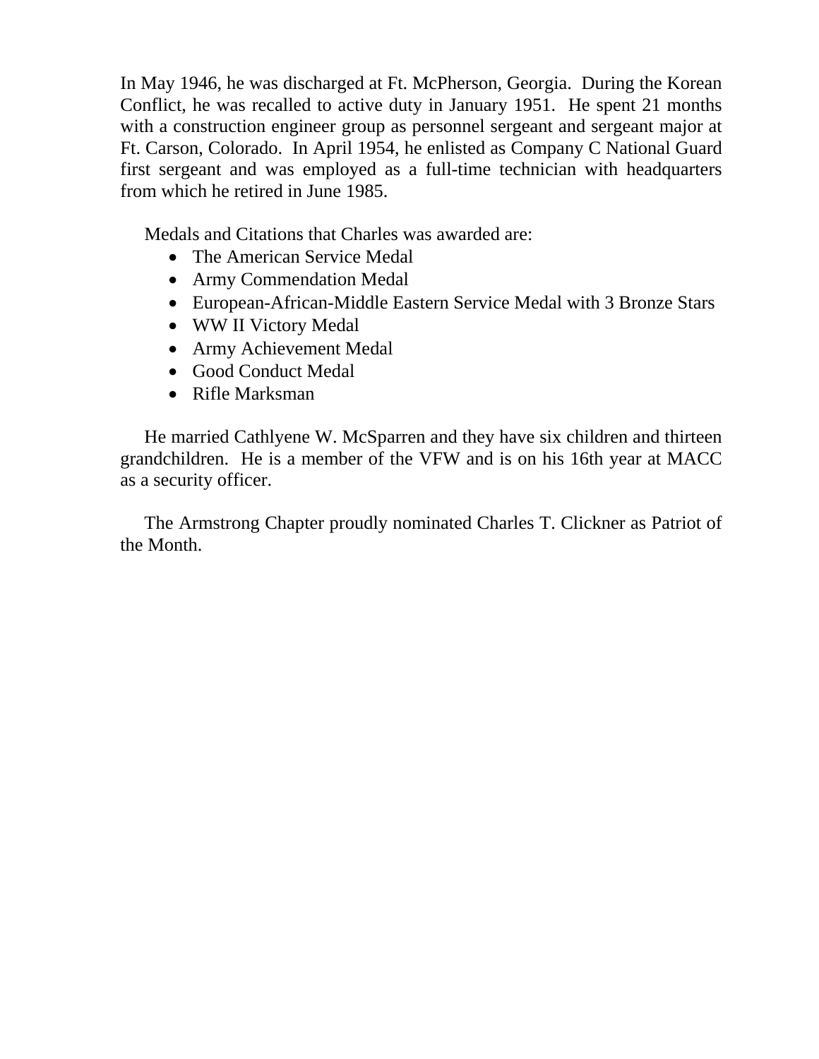In May 1946, he was discharged at Ft. McPherson, Georgia. During the Korean Conflict, he was recalled to active duty in January 1951. He spent 21 months with a construction engineer group as personnel sergeant and sergeant major at Ft. Carson, Colorado. In April 1954, he enlisted as Company C National Guard first sergeant and was employed as a full-time technician with headquarters from which he retired in June 1985.

Medals and Citations that Charles was awarded are:

- The American Service Medal
- Army Commendation Medal
- European-African-Middle Eastern Service Medal with 3 Bronze Stars
- WW II Victory Medal
- Army Achievement Medal
- Good Conduct Medal
- Rifle Marksman

He married Cathlyene W. McSparren and they have six children and thirteen grandchildren. He is a member of the VFW and is on his 16th year at MACC as a security officer.

The Armstrong Chapter proudly nominated Charles T. Clickner as Patriot of the Month.